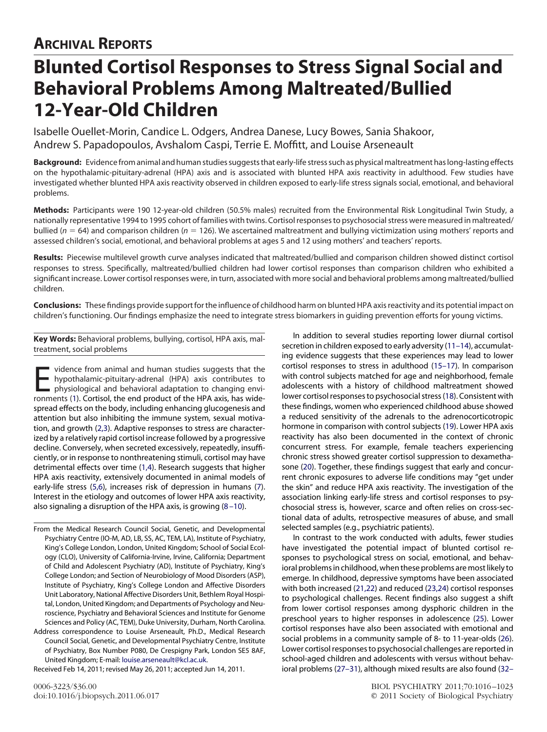## ARCHIVAL REPORTS

# Blunted Cortisol Responses to Stress Signal Social and Behavioral Problems Among Maltreated/Bullied 12-Year-Old Children

Isabelle Ouellet-Morin, Candice L. Odgers, Andrea Danese, Lucy Bowes, Sania Shakoor, Andrew S. Papadopoulos, Avshalom Caspi, Terrie E. Moffitt, and Louise Arseneault

**Background:** Evidence from animal and human studies suggests that early-life stress such as physical maltreatment has long-lasting effects on the hypothalamic-pituitary-adrenal (HPA) axis and is associated with blunted HPA axis reactivity in adulthood. Few studies have investigated whether blunted HPA axis reactivity observed in children exposed to early-life stress signals social, emotional, and behavioral problems.

**Methods:** Participants were 190 12-year-old children (50.5% males) recruited from the Environmental Risk Longitudinal Twin Study, a nationally representative 1994 to 1995 cohort of families with twins. Cortisol responses to psychosocial stress were measured in maltreated/bullied ($n = 64$) and comparison children ($n = 126$). We ascertained maltreatment and bullying victimization using mothers' reports and assessed children's social, emotional, and behavioral problems at ages 5 and 12 using mothers' and teachers' reports.

**Results:** Piecewise multilevel growth curve analyses indicated that maltreated/bullied and comparison children showed distinct cortisol responses to stress. Specifically, maltreated/bullied children had lower cortisol responses than comparison children who exhibited a significant increase. Lower cortisol responses were, in turn, associated with more social and behavioral problems among maltreated/bullied children.

**Conclusions:** These findings provide support for the influence of childhood harm on blunted HPA axis reactivity and its potential impact on children's functioning. Our findings emphasize the need to integrate stress biomarkers in guiding prevention efforts for young victims.

**Key Words:** Behavioral problems, bullying, cortisol, HPA axis, maltreatment, social problems

Evidence from animal and human studies suggests that the hypothalamic-pituitary-adrenal (HPA) axis contributes to physiological and behavioral adaptation to changing environments (1). Cortisol, the end product of the HPA axis, has widespread effects on the body, including enhancing glucogenesis and attention but also inhibiting the immune system, sexual motivation, and growth (2,3). Adaptive responses to stress are characterized by a relatively rapid cortisol increase followed by a progressive decline. Conversely, when secreted excessively, repeatedly, insufficiently, or in response to nonthreatening stimuli, cortisol may have detrimental effects over time (1,4). Research suggests that higher HPA axis reactivity, extensively documented in animal models of early-life stress (5,6), increases risk of depression in humans (7). Interest in the etiology and outcomes of lower HPA axis reactivity, also signaling a disruption of the HPA axis, is growing (8–10).

From the Medical Research Council Social, Genetic, and Developmental Psychiatry Centre (IO-M, AD, LB, SS, AC, TEM, LA), Institute of Psychiatry, King's College London, London, United Kingdom; School of Social Ecology (CLO), University of California-Irvine, Irvine, California; Department of Child and Adolescent Psychiatry (AD), Institute of Psychiatry, King's College London; and Section of Neurobiology of Mood Disorders (ASP), Institute of Psychiatry, King's College London and Affective Disorders Unit Laboratory, National Affective Disorders Unit, Bethlem Royal Hospital, London, United Kingdom; and Departments of Psychology and Neuroscience, Psychiatry and Behavioral Sciences and Institute for Genome Sciences and Policy (AC, TEM), Duke University, Durham, North Carolina.

Address correspondence to Louise Arseneault, Ph.D., Medical Research Council Social, Genetic, and Developmental Psychiatry Centre, Institute of Psychiatry, Box Number P080, De Crespigny Park, London SE5 8AF, United Kingdom; E-mail: louise.arseneault@kcl.ac.uk.

Received Feb 14, 2011; revised May 26, 2011; accepted Jun 14, 2011.

In addition to several studies reporting lower diurnal cortisol secretion in children exposed to early adversity (11–14), accumulating evidence suggests that these experiences may lead to lower cortisol responses to stress in adulthood (15–17). In comparison with control subjects matched for age and neighborhood, female adolescents with a history of childhood maltreatment showed lower cortisol responses to psychosocial stress (18). Consistent with these findings, women who experienced childhood abuse showed a reduced sensitivity of the adrenals to the adrenocorticotropic hormone in comparison with control subjects (19). Lower HPA axis reactivity has also been documented in the context of chronic concurrent stress. For example, female teachers experiencing chronic stress showed greater cortisol suppression to dexamethasone (20). Together, these findings suggest that early and concurrent chronic exposures to adverse life conditions may "get under the skin" and reduce HPA axis reactivity. The investigation of the association linking early-life stress and cortisol responses to psychosocial stress is, however, scarce and often relies on cross-sectional data of adults, retrospective measures of abuse, and small selected samples (e.g., psychiatric patients).

In contrast to the work conducted with adults, fewer studies have investigated the potential impact of blunted cortisol responses to psychological stress on social, emotional, and behavioral problems in childhood, when these problems are most likely to emerge. In childhood, depressive symptoms have been associated with both increased (21,22) and reduced (23,24) cortisol responses to psychological challenges. Recent findings also suggest a shift from lower cortisol responses among dysphoric children in the preschool years to higher responses in adolescence (25). Lower cortisol responses have also been associated with emotional and social problems in a community sample of 8- to 11-year-olds (26). Lower cortisol responses to psychosocial challenges are reported in school-aged children and adolescents with versus without behavioral problems (27–31), although mixed results are also found (32–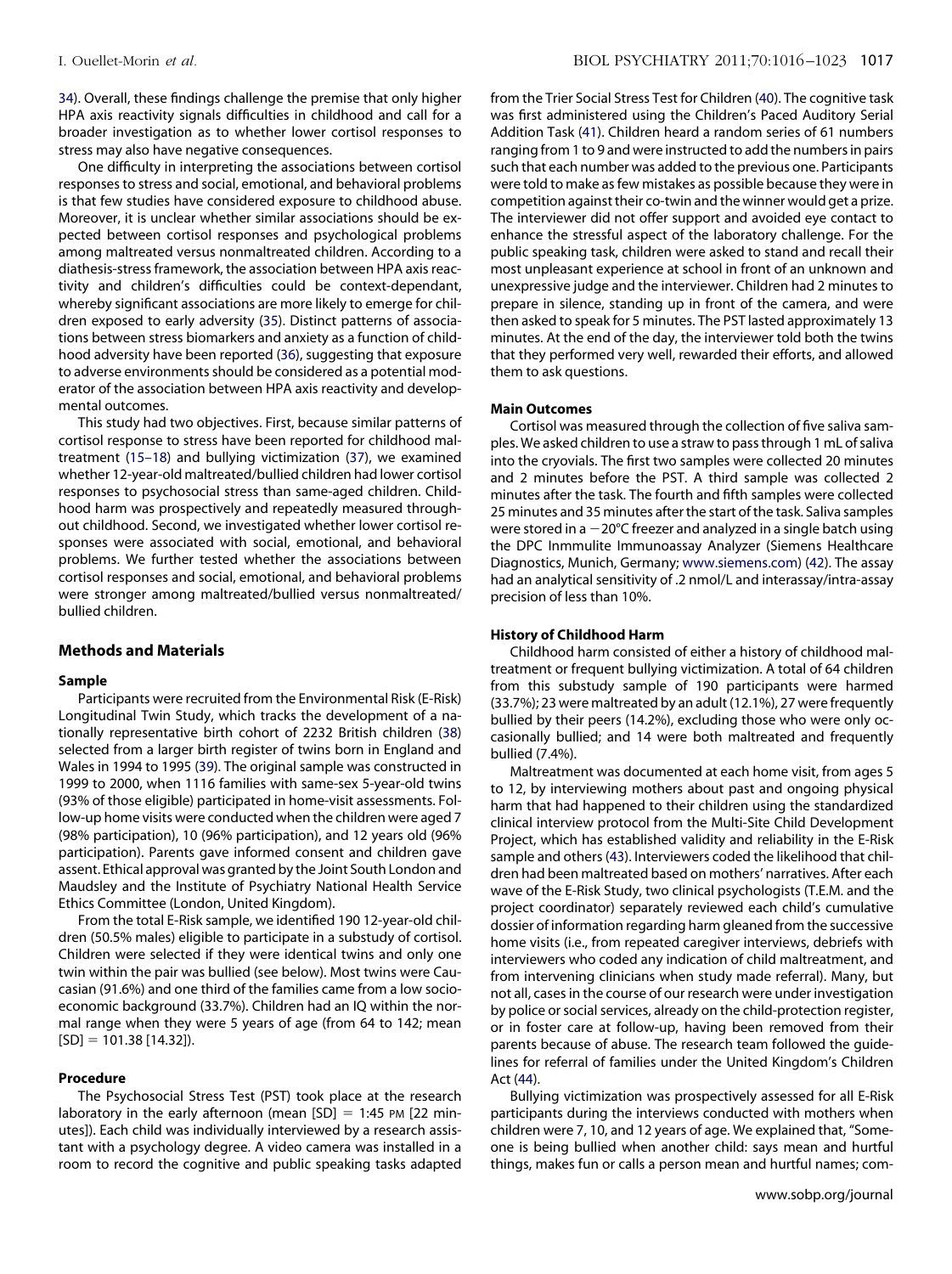34). Overall, these findings challenge the premise that only higher HPA axis reactivity signals difficulties in childhood and call for a broader investigation as to whether lower cortisol responses to stress may also have negative consequences.

One difficulty in interpreting the associations between cortisol responses to stress and social, emotional, and behavioral problems is that few studies have considered exposure to childhood abuse. Moreover, it is unclear whether similar associations should be expected between cortisol responses and psychological problems among maltreated versus nonmaltreated children. According to a diathesis-stress framework, the association between HPA axis reactivity and children's difficulties could be context-dependant, whereby significant associations are more likely to emerge for children exposed to early adversity (35). Distinct patterns of associations between stress biomarkers and anxiety as a function of childhood adversity have been reported (36), suggesting that exposure to adverse environments should be considered as a potential moderator of the association between HPA axis reactivity and developmental outcomes.

This study had two objectives. First, because similar patterns of cortisol response to stress have been reported for childhood maltreatment (15–18) and bullying victimization (37), we examined whether 12-year-old maltreated/bullied children had lower cortisol responses to psychosocial stress than same-aged children. Childhood harm was prospectively and repeatedly measured throughout childhood. Second, we investigated whether lower cortisol responses were associated with social, emotional, and behavioral problems. We further tested whether the associations between cortisol responses and social, emotional, and behavioral problems were stronger among maltreated/bullied versus nonmaltreated/bullied children.

## Methods and Materials

### Sample

Participants were recruited from the Environmental Risk (E-Risk) Longitudinal Twin Study, which tracks the development of a nationally representative birth cohort of 2232 British children (38) selected from a larger birth register of twins born in England and Wales in 1994 to 1995 (39). The original sample was constructed in 1999 to 2000, when 1116 families with same-sex 5-year-old twins (93% of those eligible) participated in home-visit assessments. Follow-up home visits were conducted when the children were aged 7 (98% participation), 10 (96% participation), and 12 years old (96% participation). Parents gave informed consent and children gave assent. Ethical approval was granted by the Joint South London and Maudsley and the Institute of Psychiatry National Health Service Ethics Committee (London, United Kingdom).

From the total E-Risk sample, we identified 190 12-year-old children (50.5% males) eligible to participate in a substudy of cortisol. Children were selected if they were identical twins and only one twin within the pair was bullied (see below). Most twins were Caucasian (91.6%) and one third of the families came from a low socioeconomic background (33.7%). Children had an IQ within the normal range when they were 5 years of age (from 64 to 142; mean [SD] = 101.38 [14.32]).

### Procedure

The Psychosocial Stress Test (PST) took place at the research laboratory in the early afternoon (mean [SD] = 1:45 PM [22 minutes]). Each child was individually interviewed by a research assistant with a psychology degree. A video camera was installed in a room to record the cognitive and public speaking tasks adapted from the Trier Social Stress Test for Children (40). The cognitive task was first administered using the Children's Paced Auditory Serial Addition Task (41). Children heard a random series of 61 numbers ranging from 1 to 9 and were instructed to add the numbers in pairs such that each number was added to the previous one. Participants were told to make as few mistakes as possible because they were in competition against their co-twin and the winner would get a prize. The interviewer did not offer support and avoided eye contact to enhance the stressful aspect of the laboratory challenge. For the public speaking task, children were asked to stand and recall their most unpleasant experience at school in front of an unknown and unexpressive judge and the interviewer. Children had 2 minutes to prepare in silence, standing up in front of the camera, and were then asked to speak for 5 minutes. The PST lasted approximately 13 minutes. At the end of the day, the interviewer told both the twins that they performed very well, rewarded their efforts, and allowed them to ask questions.

### Main Outcomes

Cortisol was measured through the collection of five saliva samples. We asked children to use a straw to pass through 1 mL of saliva into the cryovials. The first two samples were collected 20 minutes and 2 minutes before the PST. A third sample was collected 2 minutes after the task. The fourth and fifth samples were collected 25 minutes and 35 minutes after the start of the task. Saliva samples were stored in a −20°C freezer and analyzed in a single batch using the DPC Inmmulite Immunoassay Analyzer (Siemens Healthcare Diagnostics, Munich, Germany; www.siemens.com) (42). The assay had an analytical sensitivity of .2 nmol/L and interassay/intra-assay precision of less than 10%.

### History of Childhood Harm

Childhood harm consisted of either a history of childhood maltreatment or frequent bullying victimization. A total of 64 children from this substudy sample of 190 participants were harmed (33.7%); 23 were maltreated by an adult (12.1%), 27 were frequently bullied by their peers (14.2%), excluding those who were only occasionally bullied; and 14 were both maltreated and frequently bullied (7.4%).

Maltreatment was documented at each home visit, from ages 5 to 12, by interviewing mothers about past and ongoing physical harm that had happened to their children using the standardized clinical interview protocol from the Multi-Site Child Development Project, which has established validity and reliability in the E-Risk sample and others (43). Interviewers coded the likelihood that children had been maltreated based on mothers' narratives. After each wave of the E-Risk Study, two clinical psychologists (T.E.M. and the project coordinator) separately reviewed each child's cumulative dossier of information regarding harm gleaned from the successive home visits (i.e., from repeated caregiver interviews, debriefs with interviewers who coded any indication of child maltreatment, and from intervening clinicians when study made referral). Many, but not all, cases in the course of our research were under investigation by police or social services, already on the child-protection register, or in foster care at follow-up, having been removed from their parents because of abuse. The research team followed the guidelines for referral of families under the United Kingdom's Children Act (44).

Bullying victimization was prospectively assessed for all E-Risk participants during the interviews conducted with mothers when children were 7, 10, and 12 years of age. We explained that, "Someone is being bullied when another child: says mean and hurtful things, makes fun or calls a person mean and hurtful names; com-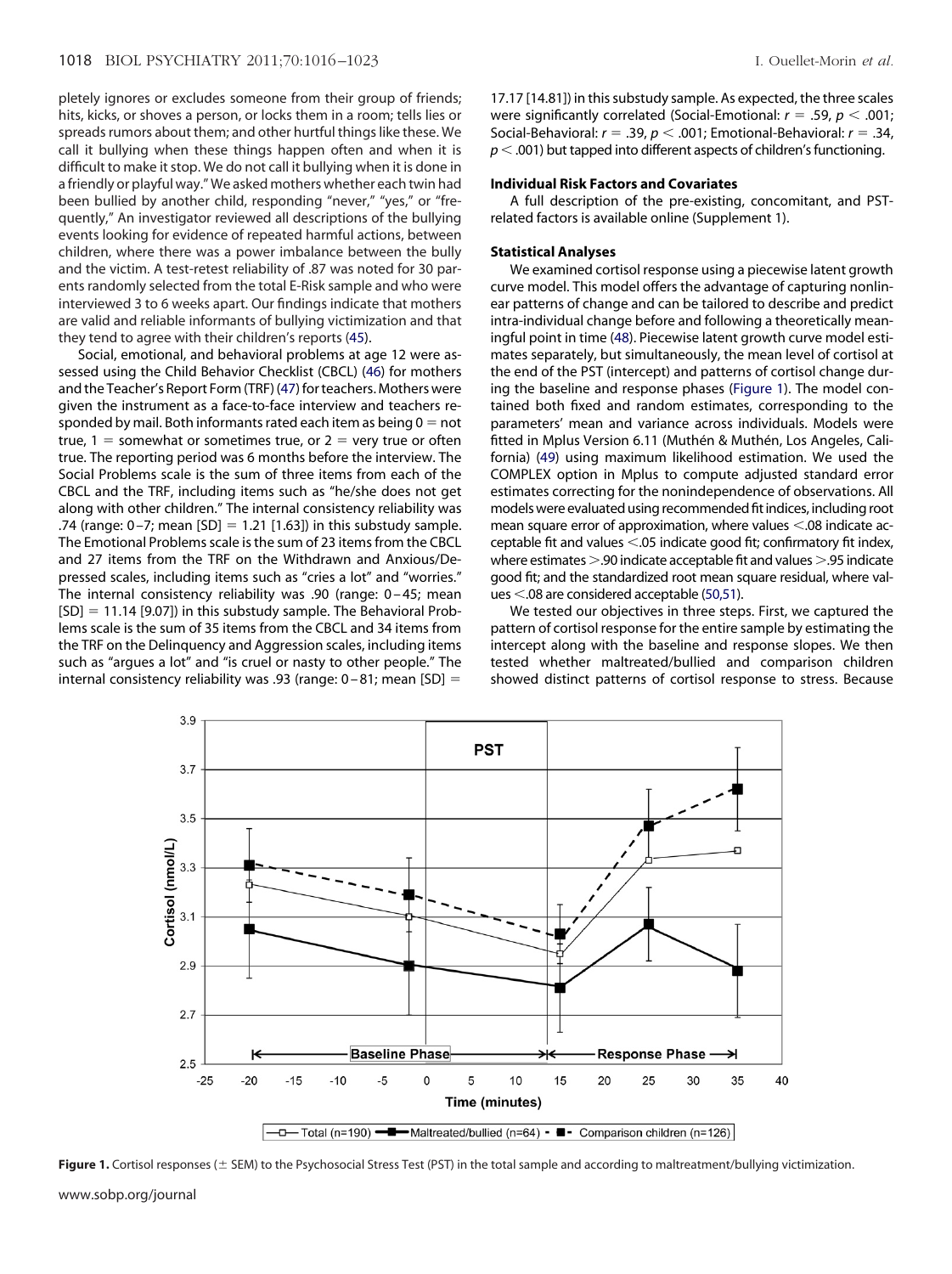pletely ignores or excludes someone from their group of friends; hits, kicks, or shoves a person, or locks them in a room; tells lies or spreads rumors about them; and other hurtful things like these. We call it bullying when these things happen often and when it is difficult to make it stop. We do not call it bullying when it is done in a friendly or playful way." We asked mothers whether each twin had been bullied by another child, responding "never," "yes," or "frequently." An investigator reviewed all descriptions of the bullying events looking for evidence of repeated harmful actions, between children, where there was a power imbalance between the bully and the victim. A test-retest reliability of .87 was noted for 30 parents randomly selected from the total E-Risk sample and who were interviewed 3 to 6 weeks apart. Our findings indicate that mothers are valid and reliable informants of bullying victimization and that they tend to agree with their children's reports (45).

Social, emotional, and behavioral problems at age 12 were assessed using the Child Behavior Checklist (CBCL) (46) for mothers and the Teacher's Report Form (TRF) (47) for teachers. Mothers were given the instrument as a face-to-face interview and teachers responded by mail. Both informants rated each item as being 0 = not true, 1 = somewhat or sometimes true, or 2 = very true or often true. The reporting period was 6 months before the interview. The Social Problems scale is the sum of three items from each of the CBCL and the TRF, including items such as "he/she does not get along with other children." The internal consistency reliability was .74 (range: 0–7; mean [SD] = 1.21 [1.63]) in this substudy sample. The Emotional Problems scale is the sum of 23 items from the CBCL and 27 items from the TRF on the Withdrawn and Anxious/Depressed scales, including items such as "cries a lot" and "worries." The internal consistency reliability was .90 (range: 0–45; mean [SD] = 11.14 [9.07]) in this substudy sample. The Behavioral Problems scale is the sum of 35 items from the CBCL and 34 items from the TRF on the Delinquency and Aggression scales, including items such as "argues a lot" and "is cruel or nasty to other people." The internal consistency reliability was .93 (range: 0–81; mean [SD] = 17.17 [14.81]) in this substudy sample. As expected, the three scales were significantly correlated (Social-Emotional: $r = .59$, $p < .001$; Social-Behavioral: $r = .39$, $p < .001$; Emotional-Behavioral: $r = .34$, $p < .001$) but tapped into different aspects of children's functioning.

### Individual Risk Factors and Covariates

A full description of the pre-existing, concomitant, and PST-related factors is available online (Supplement 1).

### Statistical Analyses

We examined cortisol response using a piecewise latent growth curve model. This model offers the advantage of capturing nonlinear patterns of change and can be tailored to describe and predict intra-individual change before and following a theoretically meaningful point in time (48). Piecewise latent growth curve model estimates separately, but simultaneously, the mean level of cortisol at the end of the PST (intercept) and patterns of cortisol change during the baseline and response phases (Figure 1). The model contained both fixed and random estimates, corresponding to the parameters' mean and variance across individuals. Models were fitted in Mplus Version 6.11 (Muthén & Muthén, Los Angeles, California) (49) using maximum likelihood estimation. We used the COMPLEX option in Mplus to compute adjusted standard error estimates correcting for the nonindependence of observations. All models were evaluated using recommended fit indices, including root mean square error of approximation, where values <.08 indicate acceptable fit and values <.05 indicate good fit; confirmatory fit index, where estimates >.90 indicate acceptable fit and values >.95 indicate good fit; and the standardized root mean square residual, where values <.08 are considered acceptable (50,51).

We tested our objectives in three steps. First, we captured the pattern of cortisol response for the entire sample by estimating the intercept along with the baseline and response slopes. We then tested whether maltreated/bullied and comparison children showed distinct patterns of cortisol response to stress. Because

**Figure 1.** Cortisol responses (± SEM) to the Psychosocial Stress Test (PST) in the total sample and according to maltreatment/bullying victimization.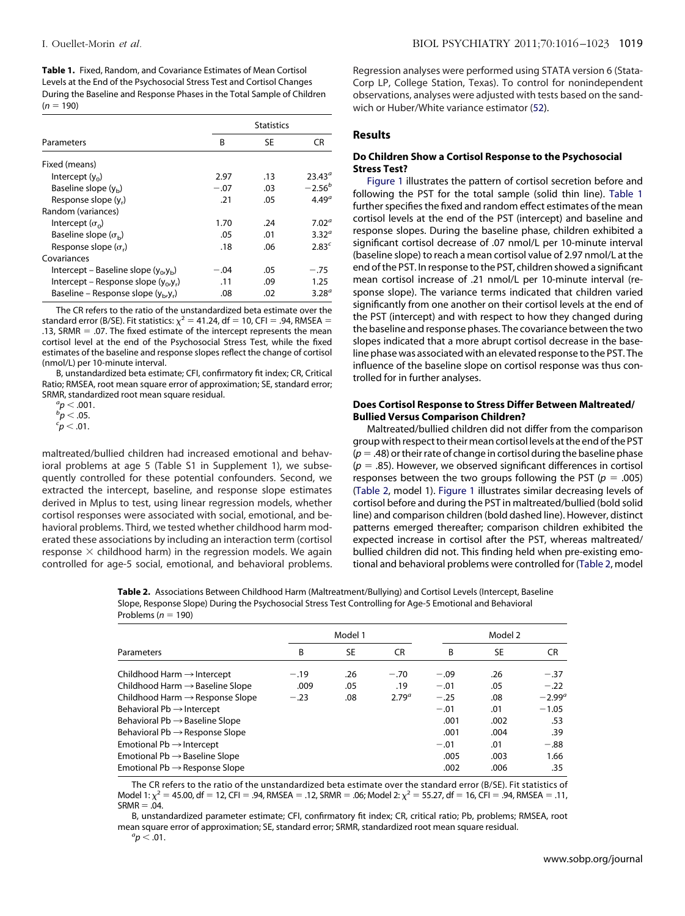**Table 1.** Fixed, Random, and Covariance Estimates of Mean Cortisol Levels at the End of the Psychosocial Stress Test and Cortisol Changes During the Baseline and Response Phases in the Total Sample of Children ($n = 190$)

| Parameters | Statistics | | |
|---|---|---|---|
| | B | SE | CR |
| Fixed (means) | | | |
| Intercept ($y_0$) | 2.97 | .13 | 23.43[a] |
| Baseline slope ($y_b$) | −.07 | .03 | −2.56[b] |
| Response slope ($y_r$) | .21 | .05 | 4.49[a] |
| Random (variances) | | | |
| Intercept ($\sigma_0$) | 1.70 | .24 | 7.02[a] |
| Baseline slope ($\sigma_b$) | .05 | .01 | 3.32[a] |
| Response slope ($\sigma_r$) | .18 | .06 | 2.83[c] |
| Covariances | | | |
| Intercept – Baseline slope ($y_0$,$y_b$) | −.04 | .05 | −.75 |
| Intercept – Response slope ($y_0$,$y_r$) | .11 | .09 | 1.25 |
| Baseline – Response slope ($y_b$,$y_r$) | .08 | .02 | 3.28[a] |

The CR refers to the ratio of the unstandardized beta estimate over the standard error (B/SE). Fit statistics: $\chi^2 = 41.24$, df = 10, CFI = .94, RMSEA = .13, SRMR = .07. The fixed estimate of the intercept represents the mean cortisol level at the end of the Psychosocial Stress Test, while the fixed estimates of the baseline and response slopes reflect the change of cortisol (nmol/L) per 10-minute interval.

B, unstandardized beta estimate; CFI, confirmatory fit index; CR, Critical Ratio; RMSEA, root mean square error of approximation; SE, standard error; SRMR, standardized root mean square residual.

[a]$p < .001$.
[b]$p < .05$.
[c]$p < .01$.

maltreated/bullied children had increased emotional and behavioral problems at age 5 (Table S1 in Supplement 1), we subsequently controlled for these potential confounders. Second, we extracted the intercept, baseline, and response slope estimates derived in Mplus to test, using linear regression models, whether cortisol responses were associated with social, emotional, and behavioral problems. Third, we tested whether childhood harm moderated these associations by including an interaction term (cortisol response × childhood harm) in the regression models. We again controlled for age-5 social, emotional, and behavioral problems. Regression analyses were performed using STATA version 6 (StataCorp LP, College Station, Texas). To control for nonindependent observations, analyses were adjusted with tests based on the sandwich or Huber/White variance estimator (52).

## Results

### Do Children Show a Cortisol Response to the Psychosocial Stress Test?

Figure 1 illustrates the pattern of cortisol secretion before and following the PST for the total sample (solid thin line). Table 1 further specifies the fixed and random effect estimates of the mean cortisol levels at the end of the PST (intercept) and baseline and response slopes. During the baseline phase, children exhibited a significant cortisol decrease of .07 nmol/L per 10-minute interval (baseline slope) to reach a mean cortisol value of 2.97 nmol/L at the end of the PST. In response to the PST, children showed a significant mean cortisol increase of .21 nmol/L per 10-minute interval (response slope). The variance terms indicated that children varied significantly from one another on their cortisol levels at the end of the PST (intercept) and with respect to how they changed during the baseline and response phases. The covariance between the two slopes indicated that a more abrupt cortisol decrease in the baseline phase was associated with an elevated response to the PST. The influence of the baseline slope on cortisol response was thus controlled for in further analyses.

### Does Cortisol Response to Stress Differ Between Maltreated/Bullied Versus Comparison Children?

Maltreated/bullied children did not differ from the comparison group with respect to their mean cortisol levels at the end of the PST ($p = .48$) or their rate of change in cortisol during the baseline phase ($p = .85$). However, we observed significant differences in cortisol responses between the two groups following the PST ($p = .005$) (Table 2, model 1). Figure 1 illustrates similar decreasing levels of cortisol before and during the PST in maltreated/bullied (bold solid line) and comparison children (bold dashed line). However, distinct patterns emerged thereafter; comparison children exhibited the expected increase in cortisol after the PST, whereas maltreated/bullied children did not. This finding held when pre-existing emotional and behavioral problems were controlled for (Table 2, model

**Table 2.** Associations Between Childhood Harm (Maltreatment/Bullying) and Cortisol Levels (Intercept, Baseline Slope, Response Slope) During the Psychosocial Stress Test Controlling for Age-5 Emotional and Behavioral Problems ($n = 190$)

| Parameters | Model 1 | | | Model 2 | | |
|---|---|---|---|---|---|---|
| | B | SE | CR | B | SE | CR |
| Childhood Harm → Intercept | −.19 | .26 | −.70 | −.09 | .26 | −.37 |
| Childhood Harm → Baseline Slope | .009 | .05 | .19 | −.01 | .05 | −.22 |
| Childhood Harm → Response Slope | −.23 | .08 | 2.79[a] | −.25 | .08 | −2.99[a] |
| Behavioral Pb → Intercept | | | | −.01 | .01 | −1.05 |
| Behavioral Pb → Baseline Slope | | | | .001 | .002 | .53 |
| Behavioral Pb → Response Slope | | | | .001 | .004 | .39 |
| Emotional Pb → Intercept | | | | −.01 | .01 | −.88 |
| Emotional Pb → Baseline Slope | | | | .005 | .003 | 1.66 |
| Emotional Pb → Response Slope | | | | .002 | .006 | .35 |

The CR refers to the ratio of the unstandardized beta estimate over the standard error (B/SE). Fit statistics of Model 1: $\chi^2 = 45.00$, df = 12, CFI = .94, RMSEA = .12, SRMR = .06; Model 2: $\chi^2 = 55.27$, df = 16, CFI = .94, RMSEA = .11, SRMR = .04.

B, unstandardized parameter estimate; CFI, confirmatory fit index; CR, critical ratio; Pb, problems; RMSEA, root mean square error of approximation; SE, standard error; SRMR, standardized root mean square residual.

[a]$p < .01$.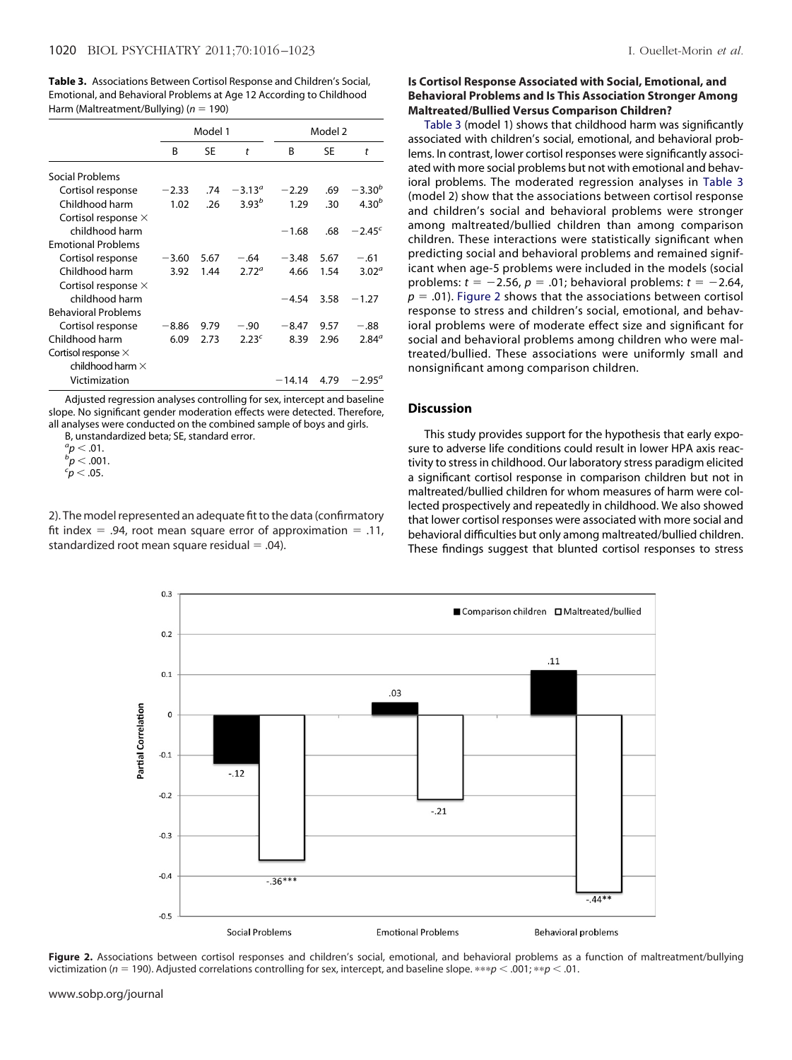**Table 3.** Associations Between Cortisol Response and Children's Social, Emotional, and Behavioral Problems at Age 12 According to Childhood Harm (Maltreatment/Bullying) ($n = 190$)

| | Model 1 | | | Model 2 | | |
|---|---|---|---|---|---|---|
| | B | SE | t | B | SE | t |
| Social Problems | | | | | | |
| Cortisol response | −2.33 | .74 | $-3.13^{a}$ | −2.29 | .69 | $-3.30^{b}$ |
| Childhood harm | 1.02 | .26 | $3.93^{b}$ | 1.29 | .30 | $4.30^{b}$ |
| Cortisol response × childhood harm | | | | −1.68 | .68 | $-2.45^{c}$ |
| Emotional Problems | | | | | | |
| Cortisol response | −3.60 | 5.67 | −.64 | −3.48 | 5.67 | −.61 |
| Childhood harm | 3.92 | 1.44 | $2.72^{a}$ | 4.66 | 1.54 | $3.02^{a}$ |
| Cortisol response × childhood harm | | | | −4.54 | 3.58 | −1.27 |
| Behavioral Problems | | | | | | |
| Cortisol response | −8.86 | 9.79 | −.90 | −8.47 | 9.57 | −.88 |
| Childhood harm | 6.09 | 2.73 | $2.23^{c}$ | 8.39 | 2.96 | $2.84^{a}$ |
| Cortisol response × childhood harm × Victimization | | | | −14.14 | 4.79 | $-2.95^{a}$ |

Adjusted regression analyses controlling for sex, intercept and baseline slope. No significant gender moderation effects were detected. Therefore, all analyses were conducted on the combined sample of boys and girls.

B, unstandardized beta; SE, standard error.

[a] $p < .01$.
[b] $p < .001$.
[c] $p < .05$.

2). The model represented an adequate fit to the data (confirmatory fit index = .94, root mean square error of approximation = .11, standardized root mean square residual = .04).

### Is Cortisol Response Associated with Social, Emotional, and Behavioral Problems and Is This Association Stronger Among Maltreated/Bullied Versus Comparison Children?

Table 3 (model 1) shows that childhood harm was significantly associated with children's social, emotional, and behavioral problems. In contrast, lower cortisol responses were significantly associated with more social problems but not with emotional and behavioral problems. The moderated regression analyses in Table 3 (model 2) show that the associations between cortisol response and children's social and behavioral problems were stronger among maltreated/bullied children than among comparison children. These interactions were statistically significant when predicting social and behavioral problems and remained significant when age-5 problems were included in the models (social problems: $t = -2.56$, $p = .01$; behavioral problems: $t = -2.64$, $p = .01$). Figure 2 shows that the associations between cortisol response to stress and children's social, emotional, and behavioral problems were of moderate effect size and significant for social and behavioral problems among children who were maltreated/bullied. These associations were uniformly small and nonsignificant among comparison children.

## Discussion

This study provides support for the hypothesis that early exposure to adverse life conditions could result in lower HPA axis reactivity to stress in childhood. Our laboratory stress paradigm elicited a significant cortisol response in comparison children but not in maltreated/bullied children for whom measures of harm were collected prospectively and repeatedly in childhood. We also showed that lower cortisol responses were associated with more social and behavioral difficulties but only among maltreated/bullied children. These findings suggest that blunted cortisol responses to stress

**Figure 2.** Associations between cortisol responses and children's social, emotional, and behavioral problems as a function of maltreatment/bullying victimization ($n = 190$). Adjusted correlations controlling for sex, intercept, and baseline slope. $***p < .001$; $**p < .01$.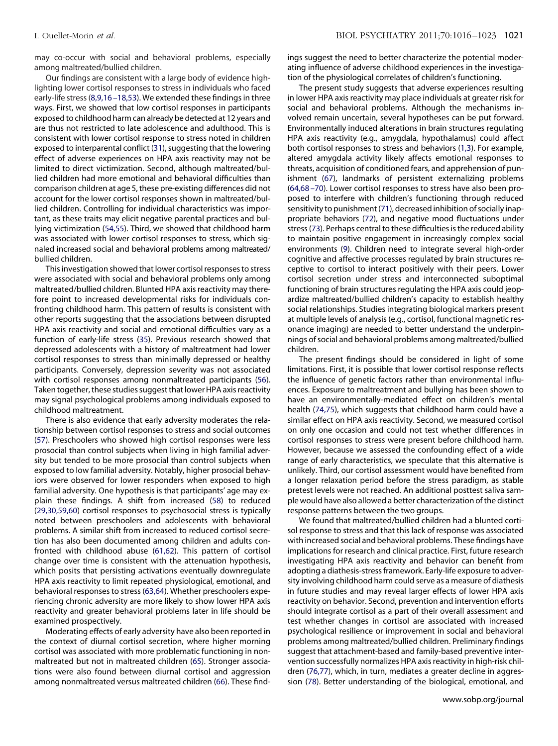may co-occur with social and behavioral problems, especially among maltreated/bullied children.

Our findings are consistent with a large body of evidence highlighting lower cortisol responses to stress in individuals who faced early-life stress (8,9,16–18,53). We extended these findings in three ways. First, we showed that low cortisol responses in participants exposed to childhood harm can already be detected at 12 years and are thus not restricted to late adolescence and adulthood. This is consistent with lower cortisol response to stress noted in children exposed to interparental conflict (31), suggesting that the lowering effect of adverse experiences on HPA axis reactivity may not be limited to direct victimization. Second, although maltreated/bullied children had more emotional and behavioral difficulties than comparison children at age 5, these pre-existing differences did not account for the lower cortisol responses shown in maltreated/bullied children. Controlling for individual characteristics was important, as these traits may elicit negative parental practices and bullying victimization (54,55). Third, we showed that childhood harm was associated with lower cortisol responses to stress, which signaled increased social and behavioral problems among maltreated/bullied children.

This investigation showed that lower cortisol responses to stress were associated with social and behavioral problems only among maltreated/bullied children. Blunted HPA axis reactivity may therefore point to increased developmental risks for individuals confronting childhood harm. This pattern of results is consistent with other reports suggesting that the associations between disrupted HPA axis reactivity and social and emotional difficulties vary as a function of early-life stress (35). Previous research showed that depressed adolescents with a history of maltreatment had lower cortisol responses to stress than minimally depressed or healthy participants. Conversely, depression severity was not associated with cortisol responses among nonmaltreated participants (56). Taken together, these studies suggest that lower HPA axis reactivity may signal psychological problems among individuals exposed to childhood maltreatment.

There is also evidence that early adversity moderates the relationship between cortisol responses to stress and social outcomes (57). Preschoolers who showed high cortisol responses were less prosocial than control subjects when living in high familial adversity but tended to be more prosocial than control subjects when exposed to low familial adversity. Notably, higher prosocial behaviors were observed for lower responders when exposed to high familial adversity. One hypothesis is that participants' age may explain these findings. A shift from increased (58) to reduced (29,30,59,60) cortisol responses to psychosocial stress is typically noted between preschoolers and adolescents with behavioral problems. A similar shift from increased to reduced cortisol secretion has also been documented among children and adults confronted with childhood abuse (61,62). This pattern of cortisol change over time is consistent with the attenuation hypothesis, which posits that persisting activations eventually downregulate HPA axis reactivity to limit repeated physiological, emotional, and behavioral responses to stress (63,64). Whether preschoolers experiencing chronic adversity are more likely to show lower HPA axis reactivity and greater behavioral problems later in life should be examined prospectively.

Moderating effects of early adversity have also been reported in the context of diurnal cortisol secretion, where higher morning cortisol was associated with more problematic functioning in nonmaltreated but not in maltreated children (65). Stronger associations were also found between diurnal cortisol and aggression among nonmaltreated versus maltreated children (66). These findings suggest the need to better characterize the potential moderating influence of adverse childhood experiences in the investigation of the physiological correlates of children's functioning.

The present study suggests that adverse experiences resulting in lower HPA axis reactivity may place individuals at greater risk for social and behavioral problems. Although the mechanisms involved remain uncertain, several hypotheses can be put forward. Environmentally induced alterations in brain structures regulating HPA axis reactivity (e.g., amygdala, hypothalamus) could affect both cortisol responses to stress and behaviors (1,3). For example, altered amygdala activity likely affects emotional responses to threats, acquisition of conditioned fears, and apprehension of punishment (67), landmarks of persistent externalizing problems (64,68–70). Lower cortisol responses to stress have also been proposed to interfere with children's functioning through reduced sensitivity to punishment (71), decreased inhibition of socially inappropriate behaviors (72), and negative mood fluctuations under stress (73). Perhaps central to these difficulties is the reduced ability to maintain positive engagement in increasingly complex social environments (9). Children need to integrate several high-order cognitive and affective processes regulated by brain structures receptive to cortisol to interact positively with their peers. Lower cortisol secretion under stress and interconnected suboptimal functioning of brain structures regulating the HPA axis could jeopardize maltreated/bullied children's capacity to establish healthy social relationships. Studies integrating biological markers present at multiple levels of analysis (e.g., cortisol, functional magnetic resonance imaging) are needed to better understand the underpinnings of social and behavioral problems among maltreated/bullied children.

The present findings should be considered in light of some limitations. First, it is possible that lower cortisol response reflects the influence of genetic factors rather than environmental influences. Exposure to maltreatment and bullying has been shown to have an environmentally-mediated effect on children's mental health (74,75), which suggests that childhood harm could have a similar effect on HPA axis reactivity. Second, we measured cortisol on only one occasion and could not test whether differences in cortisol responses to stress were present before childhood harm. However, because we assessed the confounding effect of a wide range of early characteristics, we speculate that this alternative is unlikely. Third, our cortisol assessment would have benefited from a longer relaxation period before the stress paradigm, as stable pretest levels were not reached. An additional posttest saliva sample would have also allowed a better characterization of the distinct response patterns between the two groups.

We found that maltreated/bullied children had a blunted cortisol response to stress and that this lack of response was associated with increased social and behavioral problems. These findings have implications for research and clinical practice. First, future research investigating HPA axis reactivity and behavior can benefit from adopting a diathesis-stress framework. Early-life exposure to adversity involving childhood harm could serve as a measure of diathesis in future studies and may reveal larger effects of lower HPA axis reactivity on behavior. Second, prevention and intervention efforts should integrate cortisol as a part of their overall assessment and test whether changes in cortisol are associated with increased psychological resilience or improvement in social and behavioral problems among maltreated/bullied children. Preliminary findings suggest that attachment-based and family-based preventive intervention successfully normalizes HPA axis reactivity in high-risk children (76,77), which, in turn, mediates a greater decline in aggression (78). Better understanding of the biological, emotional, and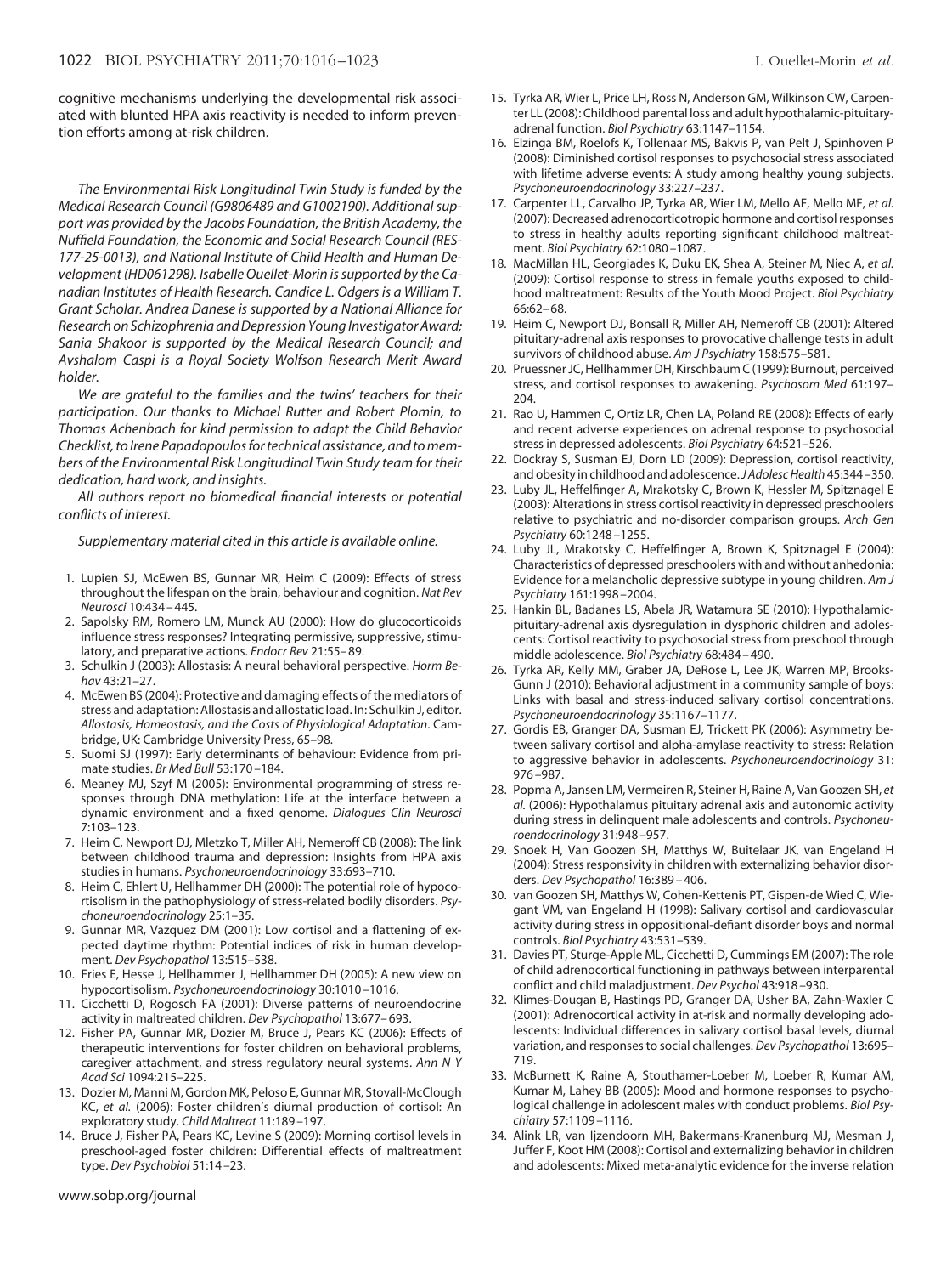cognitive mechanisms underlying the developmental risk associated with blunted HPA axis reactivity is needed to inform prevention efforts among at-risk children.

*The Environmental Risk Longitudinal Twin Study is funded by the Medical Research Council (G9806489 and G1002190). Additional support was provided by the Jacobs Foundation, the British Academy, the Nuffield Foundation, the Economic and Social Research Council (RES-177-25-0013), and National Institute of Child Health and Human Development (HD061298). Isabelle Ouellet-Morin is supported by the Canadian Institutes of Health Research. Candice L. Odgers is a William T. Grant Scholar. Andrea Danese is supported by a National Alliance for Research on Schizophrenia and Depression Young Investigator Award; Sania Shakoor is supported by the Medical Research Council; and Avshalom Caspi is a Royal Society Wolfson Research Merit Award holder.*

*We are grateful to the families and the twins' teachers for their participation. Our thanks to Michael Rutter and Robert Plomin, to Thomas Achenbach for kind permission to adapt the Child Behavior Checklist, to Irene Papadopoulos for technical assistance, and to members of the Environmental Risk Longitudinal Twin Study team for their dedication, hard work, and insights.*

*All authors report no biomedical financial interests or potential conflicts of interest.*

*Supplementary material cited in this article is available online.*

1. Lupien SJ, McEwen BS, Gunnar MR, Heim C (2009): Effects of stress throughout the lifespan on the brain, behaviour and cognition. *Nat Rev Neurosci* 10:434–445.
2. Sapolsky RM, Romero LM, Munck AU (2000): How do glucocorticoids influence stress responses? Integrating permissive, suppressive, stimulatory, and preparative actions. *Endocr Rev* 21:55–89.
3. Schulkin J (2003): Allostasis: A neural behavioral perspective. *Horm Behav* 43:21–27.
4. McEwen BS (2004): Protective and damaging effects of the mediators of stress and adaptation: Allostasis and allostatic load. In: Schulkin J, editor. *Allostasis, Homeostasis, and the Costs of Physiological Adaptation*. Cambridge, UK: Cambridge University Press, 65–98.
5. Suomi SJ (1997): Early determinants of behaviour: Evidence from primate studies. *Br Med Bull* 53:170–184.
6. Meaney MJ, Szyf M (2005): Environmental programming of stress responses through DNA methylation: Life at the interface between a dynamic environment and a fixed genome. *Dialogues Clin Neurosci* 7:103–123.
7. Heim C, Newport DJ, Mletzko T, Miller AH, Nemeroff CB (2008): The link between childhood trauma and depression: Insights from HPA axis studies in humans. *Psychoneuroendocrinology* 33:693–710.
8. Heim C, Ehlert U, Hellhammer DH (2000): The potential role of hypocortisolism in the pathophysiology of stress-related bodily disorders. *Psychoneuroendocrinology* 25:1–35.
9. Gunnar MR, Vazquez DM (2001): Low cortisol and a flattening of expected daytime rhythm: Potential indices of risk in human development. *Dev Psychopathol* 13:515–538.
10. Fries E, Hesse J, Hellhammer J, Hellhammer DH (2005): A new view on hypocortisolism. *Psychoneuroendocrinology* 30:1010–1016.
11. Cicchetti D, Rogosch FA (2001): Diverse patterns of neuroendocrine activity in maltreated children. *Dev Psychopathol* 13:677–693.
12. Fisher PA, Gunnar MR, Dozier M, Bruce J, Pears KC (2006): Effects of therapeutic interventions for foster children on behavioral problems, caregiver attachment, and stress regulatory neural systems. *Ann N Y Acad Sci* 1094:215–225.
13. Dozier M, Manni M, Gordon MK, Peloso E, Gunnar MR, Stovall-McClough KC, *et al.* (2006): Foster children's diurnal production of cortisol: An exploratory study. *Child Maltreat* 11:189–197.
14. Bruce J, Fisher PA, Pears KC, Levine S (2009): Morning cortisol levels in preschool-aged foster children: Differential effects of maltreatment type. *Dev Psychobiol* 51:14–23.
15. Tyrka AR, Wier L, Price LH, Ross N, Anderson GM, Wilkinson CW, Carpenter LL (2008): Childhood parental loss and adult hypothalamic-pituitary-adrenal function. *Biol Psychiatry* 63:1147–1154.
16. Elzinga BM, Roelofs K, Tollenaar MS, Bakvis P, van Pelt J, Spinhoven P (2008): Diminished cortisol responses to psychosocial stress associated with lifetime adverse events: A study among healthy young subjects. *Psychoneuroendocrinology* 33:227–237.
17. Carpenter LL, Carvalho JP, Tyrka AR, Wier LM, Mello AF, Mello MF, *et al.* (2007): Decreased adrenocorticotropic hormone and cortisol responses to stress in healthy adults reporting significant childhood maltreatment. *Biol Psychiatry* 62:1080–1087.
18. MacMillan HL, Georgiades K, Duku EK, Shea A, Steiner M, Niec A, *et al.* (2009): Cortisol response to stress in female youths exposed to childhood maltreatment: Results of the Youth Mood Project. *Biol Psychiatry* 66:62–68.
19. Heim C, Newport DJ, Bonsall R, Miller AH, Nemeroff CB (2001): Altered pituitary-adrenal axis responses to provocative challenge tests in adult survivors of childhood abuse. *Am J Psychiatry* 158:575–581.
20. Pruessner JC, Hellhammer DH, Kirschbaum C (1999): Burnout, perceived stress, and cortisol responses to awakening. *Psychosom Med* 61:197–204.
21. Rao U, Hammen C, Ortiz LR, Chen LA, Poland RE (2008): Effects of early and recent adverse experiences on adrenal response to psychosocial stress in depressed adolescents. *Biol Psychiatry* 64:521–526.
22. Dockray S, Susman EJ, Dorn LD (2009): Depression, cortisol reactivity, and obesity in childhood and adolescence. *J Adolesc Health* 45:344–350.
23. Luby JL, Heffelfinger A, Mrakotsky C, Brown K, Hessler M, Spitznagel E (2003): Alterations in stress cortisol reactivity in depressed preschoolers relative to psychiatric and no-disorder comparison groups. *Arch Gen Psychiatry* 60:1248–1255.
24. Luby JL, Mrakotsky C, Heffelfinger A, Brown K, Spitznagel E (2004): Characteristics of depressed preschoolers with and without anhedonia: Evidence for a melancholic depressive subtype in young children. *Am J Psychiatry* 161:1998–2004.
25. Hankin BL, Badanes LS, Abela JR, Watamura SE (2010): Hypothalamic-pituitary-adrenal axis dysregulation in dysphoric children and adolescents: Cortisol reactivity to psychosocial stress from preschool through middle adolescence. *Biol Psychiatry* 68:484–490.
26. Tyrka AR, Kelly MM, Graber JA, DeRose L, Lee JK, Warren MP, Brooks-Gunn J (2010): Behavioral adjustment in a community sample of boys: Links with basal and stress-induced salivary cortisol concentrations. *Psychoneuroendocrinology* 35:1167–1177.
27. Gordis EB, Granger DA, Susman EJ, Trickett PK (2006): Asymmetry between salivary cortisol and alpha-amylase reactivity to stress: Relation to aggressive behavior in adolescents. *Psychoneuroendocrinology* 31: 976–987.
28. Popma A, Jansen LM, Vermeiren R, Steiner H, Raine A, Van Goozen SH, *et al.* (2006): Hypothalamus pituitary adrenal axis and autonomic activity during stress in delinquent male adolescents and controls. *Psychoneuroendocrinology* 31:948–957.
29. Snoek H, Van Goozen SH, Matthys W, Buitelaar JK, van Engeland H (2004): Stress responsivity in children with externalizing behavior disorders. *Dev Psychopathol* 16:389–406.
30. van Goozen SH, Matthys W, Cohen-Kettenis PT, Gispen-de Wied C, Wiegant VM, van Engeland H (1998): Salivary cortisol and cardiovascular activity during stress in oppositional-defiant disorder boys and normal controls. *Biol Psychiatry* 43:531–539.
31. Davies PT, Sturge-Apple ML, Cicchetti D, Cummings EM (2007): The role of child adrenocortical functioning in pathways between interparental conflict and child maladjustment. *Dev Psychol* 43:918–930.
32. Klimes-Dougan B, Hastings PD, Granger DA, Usher BA, Zahn-Waxler C (2001): Adrenocortical activity in at-risk and normally developing adolescents: Individual differences in salivary cortisol basal levels, diurnal variation, and responses to social challenges. *Dev Psychopathol* 13:695–719.
33. McBurnett K, Raine A, Stouthamer-Loeber M, Loeber R, Kumar AM, Kumar M, Lahey BB (2005): Mood and hormone responses to psychological challenge in adolescent males with conduct problems. *Biol Psychiatry* 57:1109–1116.
34. Alink LR, van Ijzendoorn MH, Bakermans-Kranenburg MJ, Mesman J, Juffer F, Koot HM (2008): Cortisol and externalizing behavior in children and adolescents: Mixed meta-analytic evidence for the inverse relation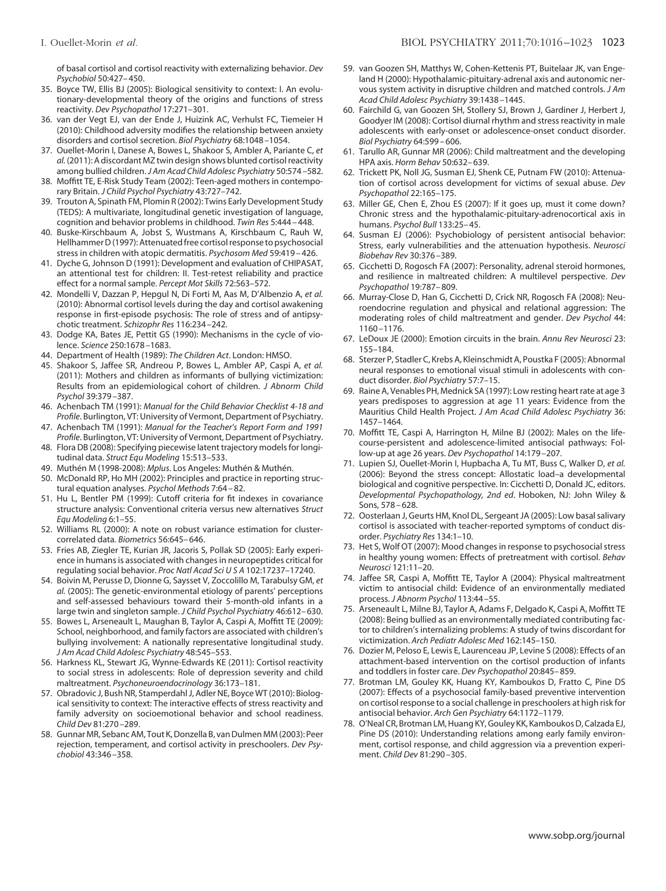of basal cortisol and cortisol reactivity with externalizing behavior. *Dev Psychobiol* 50:427–450.

35. Boyce TW, Ellis BJ (2005): Biological sensitivity to context: I. An evolutionary-developmental theory of the origins and functions of stress reactivity. *Dev Psychopathol* 17:271–301.
36. van der Vegt EJ, van der Ende J, Huizink AC, Verhulst FC, Tiemeier H (2010): Childhood adversity modifies the relationship between anxiety disorders and cortisol secretion. *Biol Psychiatry* 68:1048–1054.
37. Ouellet-Morin I, Danese A, Bowes L, Shakoor S, Ambler A, Pariante C, *et al.* (2011): A discordant MZ twin design shows blunted cortisol reactivity among bullied children. *J Am Acad Child Adolesc Psychiatry* 50:574–582.
38. Moffitt TE, E-Risk Study Team (2002): Teen-aged mothers in contemporary Britain. *J Child Psychol Psychiatry* 43:727–742.
39. Trouton A, Spinath FM, Plomin R (2002): Twins Early Development Study (TEDS): A multivariate, longitudinal genetic investigation of language, cognition and behavior problems in childhood. *Twin Res* 5:444–448.
40. Buske-Kirschbaum A, Jobst S, Wustmans A, Kirschbaum C, Rauh W, Hellhammer D (1997): Attenuated free cortisol response to psychosocial stress in children with atopic dermatitis. *Psychosom Med* 59:419–426.
41. Dyche G, Johnson D (1991): Development and evaluation of CHIPASAT, an attentional test for children: II. Test-retest reliability and practice effect for a normal sample. *Percept Mot Skills* 72:563–572.
42. Mondelli V, Dazzan P, Hepgul N, Di Forti M, Aas M, D'Albenzio A, *et al.* (2010): Abnormal cortisol levels during the day and cortisol awakening response in first-episode psychosis: The role of stress and of antipsychotic treatment. *Schizophr Res* 116:234–242.
43. Dodge KA, Bates JE, Pettit GS (1990): Mechanisms in the cycle of violence. *Science* 250:1678–1683.
44. Department of Health (1989): *The Children Act*. London: HMSO.
45. Shakoor S, Jaffee SR, Andreou P, Bowes L, Ambler AP, Caspi A, *et al.* (2011): Mothers and children as informants of bullying victimization: Results from an epidemiological cohort of children. *J Abnorm Child Psychol* 39:379–387.
46. Achenbach TM (1991): *Manual for the Child Behavior Checklist 4-18 and Profile*. Burlington, VT: University of Vermont, Department of Psychiatry.
47. Achenbach TM (1991): *Manual for the Teacher's Report Form and 1991 Profile*. Burlington, VT: University of Vermont, Department of Psychiatry.
48. Flora DB (2008): Specifying piecewise latent trajectory models for longitudinal data. *Struct Equ Modeling* 15:513–533.
49. Muthén M (1998-2008): *Mplus*. Los Angeles: Muthén & Muthén.
50. McDonald RP, Ho MH (2002): Principles and practice in reporting structural equation analyses. *Psychol Methods* 7:64–82.
51. Hu L, Bentler PM (1999): Cutoff criteria for fit indexes in covariance structure analysis: Conventional criteria versus new alternatives *Struct Equ Modeling* 6:1–55.
52. Williams RL (2000): A note on robust variance estimation for cluster-correlated data. *Biometrics* 56:645–646.
53. Fries AB, Ziegler TE, Kurian JR, Jacoris S, Pollak SD (2005): Early experience in humans is associated with changes in neuropeptides critical for regulating social behavior. *Proc Natl Acad Sci U S A* 102:17237–17240.
54. Boivin M, Perusse D, Dionne G, Saysset V, Zoccolillo M, Tarabulsy GM, *et al.* (2005): The genetic-environmental etiology of parents' perceptions and self-assessed behaviours toward their 5-month-old infants in a large twin and singleton sample. *J Child Psychol Psychiatry* 46:612–630.
55. Bowes L, Arseneault L, Maughan B, Taylor A, Caspi A, Moffitt TE (2009): School, neighborhood, and family factors are associated with children's bullying involvement: A nationally representative longitudinal study. *J Am Acad Child Adolesc Psychiatry* 48:545–553.
56. Harkness KL, Stewart JG, Wynne-Edwards KE (2011): Cortisol reactivity to social stress in adolescents: Role of depression severity and child maltreatment. *Psychoneuroendocrinology* 36:173–181.
57. Obradovic J, Bush NR, Stamperdahl J, Adler NE, Boyce WT (2010): Biological sensitivity to context: The interactive effects of stress reactivity and family adversity on socioemotional behavior and school readiness. *Child Dev* 81:270–289.
58. Gunnar MR, Sebanc AM, Tout K, Donzella B, van Dulmen MM (2003): Peer rejection, temperament, and cortisol activity in preschoolers. *Dev Psychobiol* 43:346–358.
59. van Goozen SH, Matthys W, Cohen-Kettenis PT, Buitelaar JK, van Engeland H (2000): Hypothalamic-pituitary-adrenal axis and autonomic nervous system activity in disruptive children and matched controls. *J Am Acad Child Adolesc Psychiatry* 39:1438–1445.
60. Fairchild G, van Goozen SH, Stollery SJ, Brown J, Gardiner J, Herbert J, Goodyer IM (2008): Cortisol diurnal rhythm and stress reactivity in male adolescents with early-onset or adolescence-onset conduct disorder. *Biol Psychiatry* 64:599–606.
61. Tarullo AR, Gunnar MR (2006): Child maltreatment and the developing HPA axis. *Horm Behav* 50:632–639.
62. Trickett PK, Noll JG, Susman EJ, Shenk CE, Putnam FW (2010): Attenuation of cortisol across development for victims of sexual abuse. *Dev Psychopathol* 22:165–175.
63. Miller GE, Chen E, Zhou ES (2007): If it goes up, must it come down? Chronic stress and the hypothalamic-pituitary-adrenocortical axis in humans. *Psychol Bull* 133:25–45.
64. Susman EJ (2006): Psychobiology of persistent antisocial behavior: Stress, early vulnerabilities and the attenuation hypothesis. *Neurosci Biobehav Rev* 30:376–389.
65. Cicchetti D, Rogosch FA (2007): Personality, adrenal steroid hormones, and resilience in maltreated children: A multilevel perspective. *Dev Psychopathol* 19:787–809.
66. Murray-Close D, Han G, Cicchetti D, Crick NR, Rogosch FA (2008): Neuroendocrine regulation and physical and relational aggression: The moderating roles of child maltreatment and gender. *Dev Psychol* 44:1160–1176.
67. LeDoux JE (2000): Emotion circuits in the brain. *Annu Rev Neurosci* 23:155–184.
68. Sterzer P, Stadler C, Krebs A, Kleinschmidt A, Poustka F (2005): Abnormal neural responses to emotional visual stimuli in adolescents with conduct disorder. *Biol Psychiatry* 57:7–15.
69. Raine A, Venables PH, Mednick SA (1997): Low resting heart rate at age 3 years predisposes to aggression at age 11 years: Evidence from the Mauritius Child Health Project. *J Am Acad Child Adolesc Psychiatry* 36:1457–1464.
70. Moffitt TE, Caspi A, Harrington H, Milne BJ (2002): Males on the life-course-persistent and adolescence-limited antisocial pathways: Follow-up at age 26 years. *Dev Psychopathol* 14:179–207.
71. Lupien SJ, Ouellet-Morin I, Hupbacha A, Tu MT, Buss C, Walker D, *et al.* (2006): Beyond the stress concept: Allostatic load–a developmental biological and cognitive perspective. In: Cicchetti D, Donald JC, editors. *Developmental Psychopathology, 2nd ed*. Hoboken, NJ: John Wiley & Sons, 578–628.
72. Oosterlaan J, Geurts HM, Knol DL, Sergeant JA (2005): Low basal salivary cortisol is associated with teacher-reported symptoms of conduct disorder. *Psychiatry Res* 134:1–10.
73. Het S, Wolf OT (2007): Mood changes in response to psychosocial stress in healthy young women: Effects of pretreatment with cortisol. *Behav Neurosci* 121:11–20.
74. Jaffee SR, Caspi A, Moffitt TE, Taylor A (2004): Physical maltreatment victim to antisocial child: Evidence of an environmentally mediated process. *J Abnorm Psychol* 113:44–55.
75. Arseneault L, Milne BJ, Taylor A, Adams F, Delgado K, Caspi A, Moffitt TE (2008): Being bullied as an environmentally mediated contributing factor to children's internalizing problems: A study of twins discordant for victimization. *Arch Pediatr Adolesc Med* 162:145–150.
76. Dozier M, Peloso E, Lewis E, Laurenceau JP, Levine S (2008): Effects of an attachment-based intervention on the cortisol production of infants and toddlers in foster care. *Dev Psychopathol* 20:845–859.
77. Brotman LM, Gouley KK, Huang KY, Kamboukos D, Fratto C, Pine DS (2007): Effects of a psychosocial family-based preventive intervention on cortisol response to a social challenge in preschoolers at high risk for antisocial behavior. *Arch Gen Psychiatry* 64:1172–1179.
78. O'Neal CR, Brotman LM, Huang KY, Gouley KK, Kamboukos D, Calzada EJ, Pine DS (2010): Understanding relations among early family environment, cortisol response, and child aggression via a prevention experiment. *Child Dev* 81:290–305.